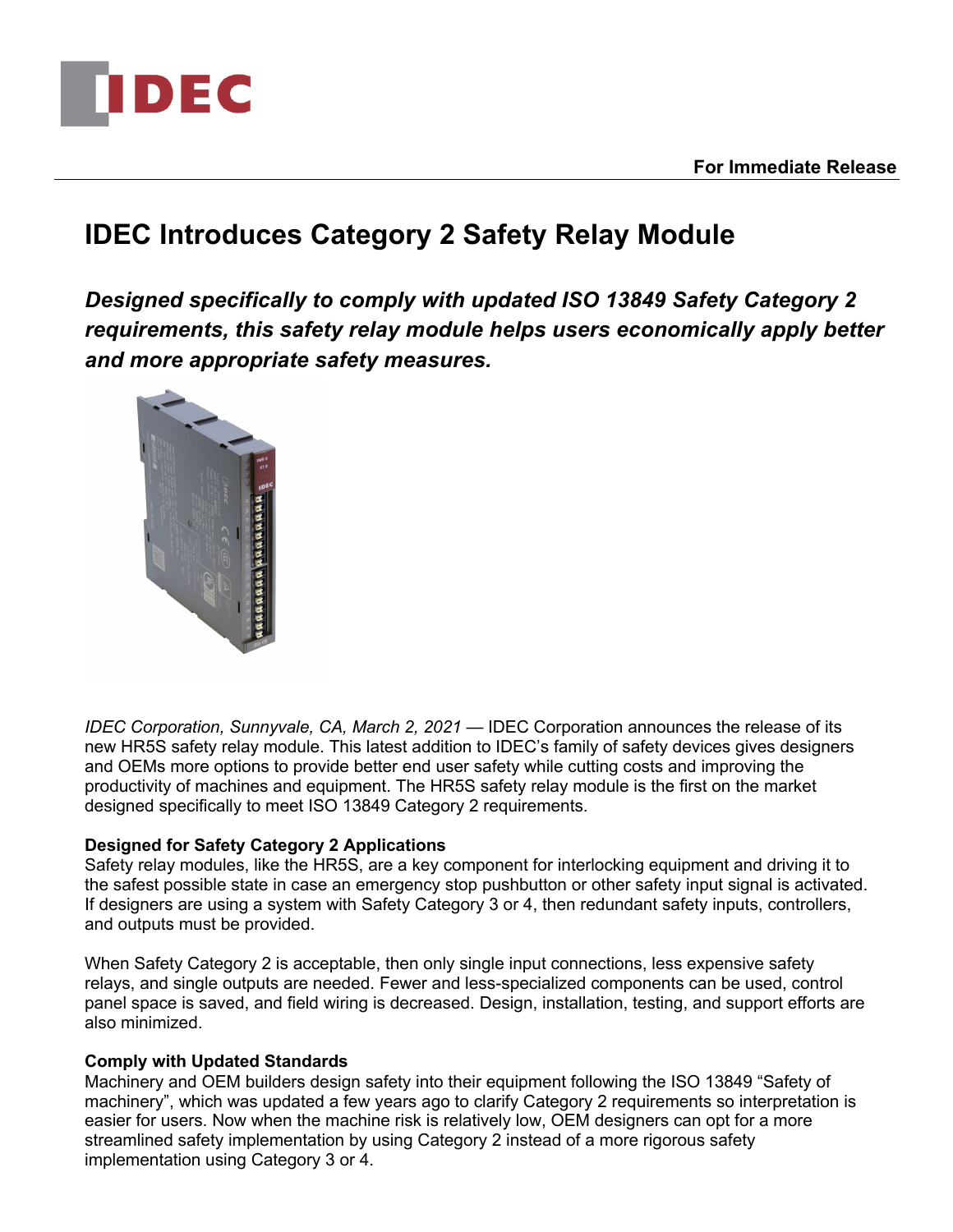**For Immediate Release**

# IDEC Introduces Category 2 Safety Relay Module

***Designed specifically to comply with updated ISO 13849 Safety Category 2 requirements, this safety relay module helps users economically apply better and more appropriate safety measures.***

*IDEC Corporation, Sunnyvale, CA, March 2, 2021* — IDEC Corporation announces the release of its new HR5S safety relay module. This latest addition to IDEC's family of safety devices gives designers and OEMs more options to provide better end user safety while cutting costs and improving the productivity of machines and equipment. The HR5S safety relay module is the first on the market designed specifically to meet ISO 13849 Category 2 requirements.

**Designed for Safety Category 2 Applications**

Safety relay modules, like the HR5S, are a key component for interlocking equipment and driving it to the safest possible state in case an emergency stop pushbutton or other safety input signal is activated. If designers are using a system with Safety Category 3 or 4, then redundant safety inputs, controllers, and outputs must be provided.

When Safety Category 2 is acceptable, then only single input connections, less expensive safety relays, and single outputs are needed. Fewer and less-specialized components can be used, control panel space is saved, and field wiring is decreased. Design, installation, testing, and support efforts are also minimized.

**Comply with Updated Standards**

Machinery and OEM builders design safety into their equipment following the ISO 13849 "Safety of machinery", which was updated a few years ago to clarify Category 2 requirements so interpretation is easier for users. Now when the machine risk is relatively low, OEM designers can opt for a more streamlined safety implementation by using Category 2 instead of a more rigorous safety implementation using Category 3 or 4.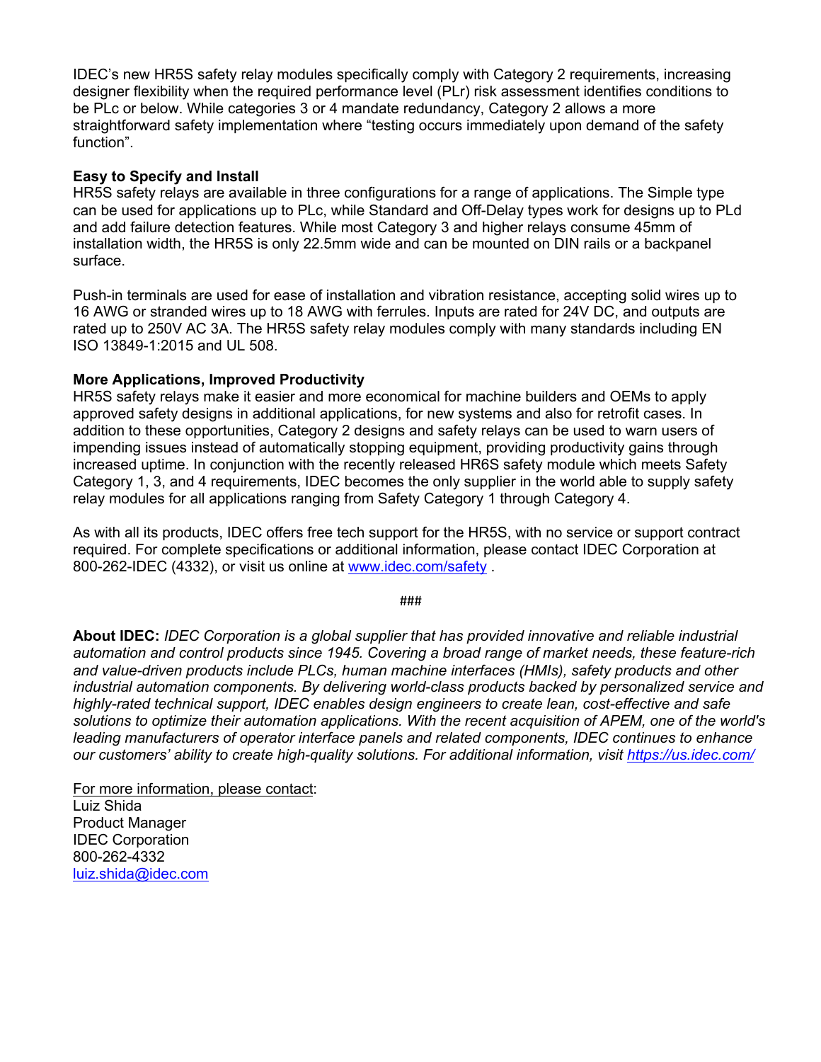IDEC's new HR5S safety relay modules specifically comply with Category 2 requirements, increasing designer flexibility when the required performance level (PLr) risk assessment identifies conditions to be PLc or below. While categories 3 or 4 mandate redundancy, Category 2 allows a more straightforward safety implementation where "testing occurs immediately upon demand of the safety function".

**Easy to Specify and Install**

HR5S safety relays are available in three configurations for a range of applications. The Simple type can be used for applications up to PLc, while Standard and Off-Delay types work for designs up to PLd and add failure detection features. While most Category 3 and higher relays consume 45mm of installation width, the HR5S is only 22.5mm wide and can be mounted on DIN rails or a backpanel surface.

Push-in terminals are used for ease of installation and vibration resistance, accepting solid wires up to 16 AWG or stranded wires up to 18 AWG with ferrules. Inputs are rated for 24V DC, and outputs are rated up to 250V AC 3A. The HR5S safety relay modules comply with many standards including EN ISO 13849-1:2015 and UL 508.

**More Applications, Improved Productivity**

HR5S safety relays make it easier and more economical for machine builders and OEMs to apply approved safety designs in additional applications, for new systems and also for retrofit cases. In addition to these opportunities, Category 2 designs and safety relays can be used to warn users of impending issues instead of automatically stopping equipment, providing productivity gains through increased uptime. In conjunction with the recently released HR6S safety module which meets Safety Category 1, 3, and 4 requirements, IDEC becomes the only supplier in the world able to supply safety relay modules for all applications ranging from Safety Category 1 through Category 4.

As with all its products, IDEC offers free tech support for the HR5S, with no service or support contract required. For complete specifications or additional information, please contact IDEC Corporation at 800-262-IDEC (4332), or visit us online at [www.idec.com/safety](www.idec.com/safety) .

###

**About IDEC:** *IDEC Corporation is a global supplier that has provided innovative and reliable industrial automation and control products since 1945. Covering a broad range of market needs, these feature-rich and value-driven products include PLCs, human machine interfaces (HMIs), safety products and other industrial automation components. By delivering world-class products backed by personalized service and highly-rated technical support, IDEC enables design engineers to create lean, cost-effective and safe solutions to optimize their automation applications. With the recent acquisition of APEM, one of the world's leading manufacturers of operator interface panels and related components, IDEC continues to enhance our customers' ability to create high-quality solutions. For additional information, visit [https://us.idec.com/](https://us.idec.com/)*

For more information, please contact:
Luiz Shida
Product Manager
IDEC Corporation
800-262-4332
[luiz.shida@idec.com](mailto:luiz.shida@idec.com)